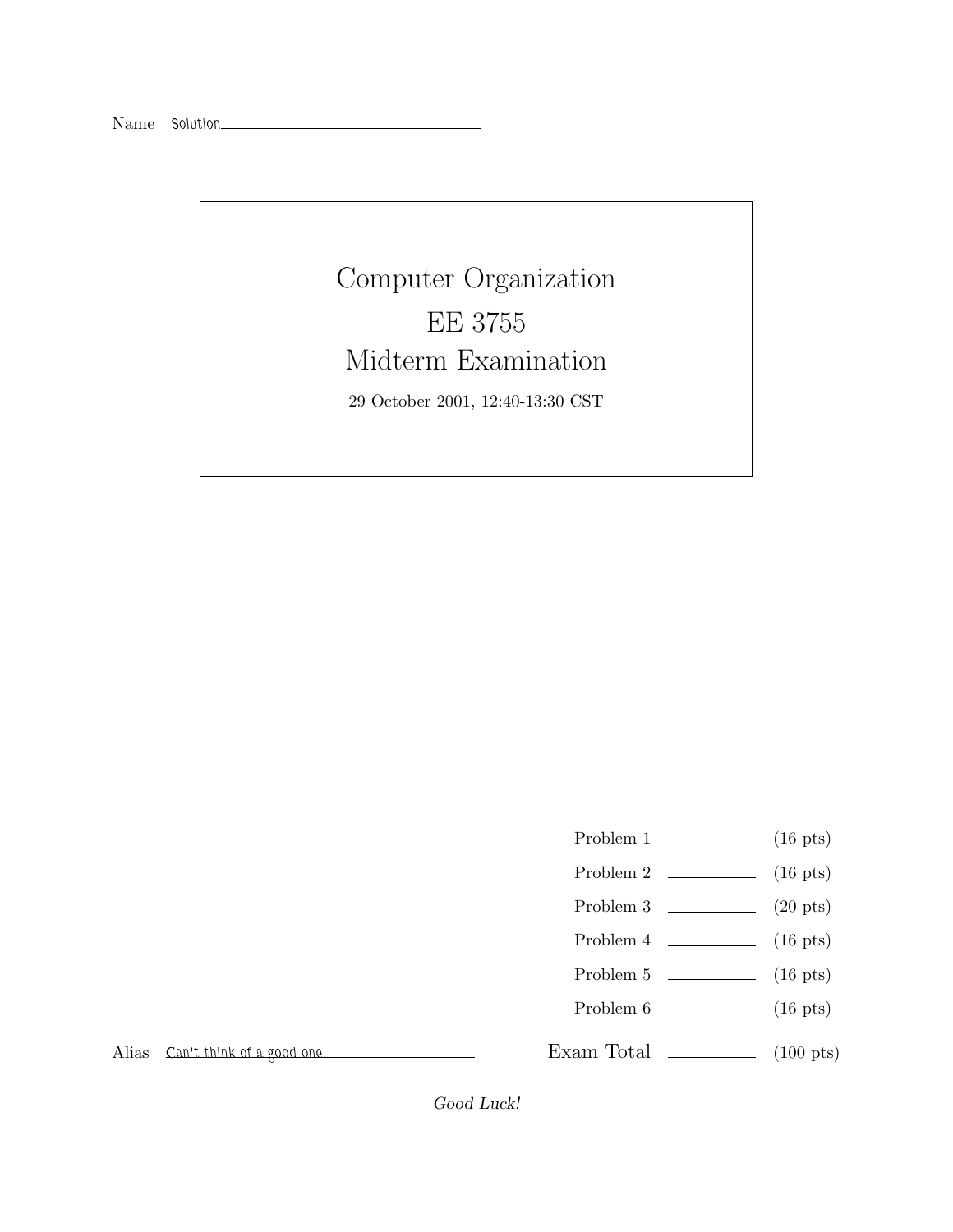Name Solution

# Computer Organization

# EE 3755

# Midterm Examination

29 October 2001, 12:40-13:30 CST

| | | |
|---|---|---|
| Problem 1 | | (16 pts) |
| Problem 2 | | (16 pts) |
| Problem 3 | | (20 pts) |
| Problem 4 | | (16 pts) |
| Problem 5 | | (16 pts) |
| Problem 6 | | (16 pts) |
| Exam Total | | (100 pts) |

Alias Can't think of a good one.

*Good Luck!*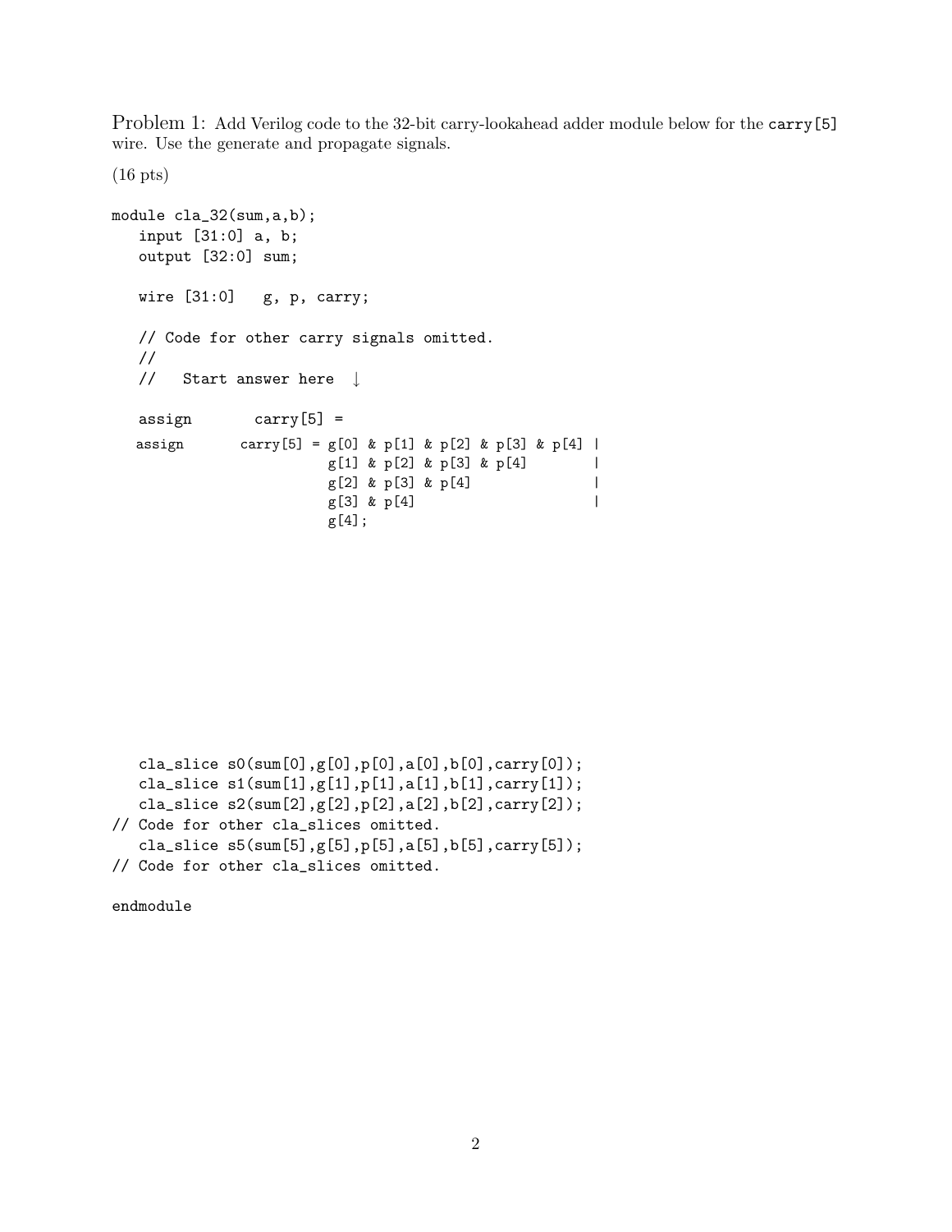Problem 1: Add Verilog code to the 32-bit carry-lookahead adder module below for the `carry[5]` wire. Use the generate and propagate signals.

(16 pts)

```
module cla_32(sum,a,b);
   input [31:0] a, b;
   output [32:0] sum;

   wire [31:0]   g, p, carry;

   // Code for other carry signals omitted.
   //
   //   Start answer here  ↓

   assign       carry[5] =
   assign       carry[5] = g[0] & p[1] & p[2] & p[3] & p[4] |
                           g[1] & p[2] & p[3] & p[4]        |
                           g[2] & p[3] & p[4]               |
                           g[3] & p[4]                      |
                           g[4];







   cla_slice s0(sum[0],g[0],p[0],a[0],b[0],carry[0]);
   cla_slice s1(sum[1],g[1],p[1],a[1],b[1],carry[1]);
   cla_slice s2(sum[2],g[2],p[2],a[2],b[2],carry[2]);
// Code for other cla_slices omitted.
   cla_slice s5(sum[5],g[5],p[5],a[5],b[5],carry[5]);
// Code for other cla_slices omitted.

endmodule
```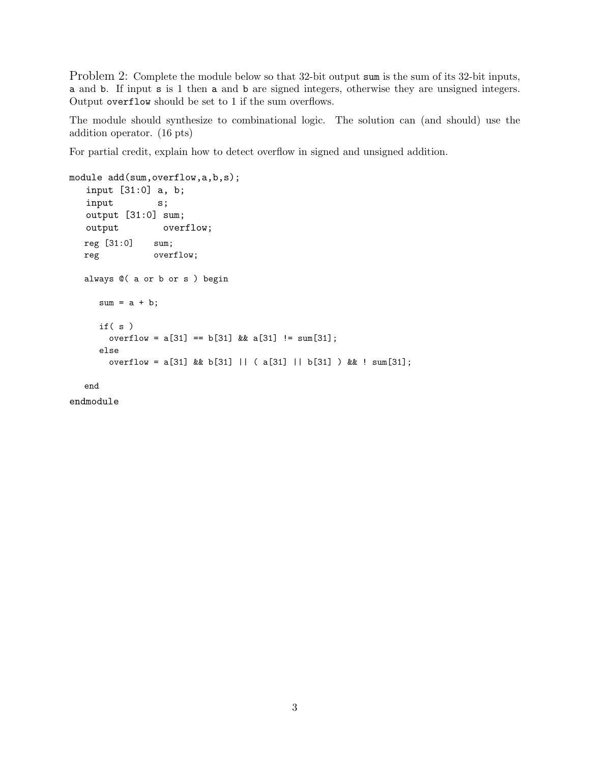Problem 2: Complete the module below so that 32-bit output `sum` is the sum of its 32-bit inputs, `a` and `b`. If input `s` is 1 then `a` and `b` are signed integers, otherwise they are unsigned integers. Output `overflow` should be set to 1 if the sum overflows.

The module should synthesize to combinational logic. The solution can (and should) use the addition operator. (16 pts)

For partial credit, explain how to detect overflow in signed and unsigned addition.

```
module add(sum,overflow,a,b,s);
   input [31:0] a, b;
   input        s;
   output [31:0] sum;
   output        overflow;
   reg [31:0]    sum;
   reg           overflow;

   always @( a or b or s ) begin

      sum = a + b;

      if( s )
        overflow = a[31] == b[31] && a[31] != sum[31];
      else
        overflow = a[31] && b[31] || ( a[31] || b[31] ) && ! sum[31];

   end
endmodule
```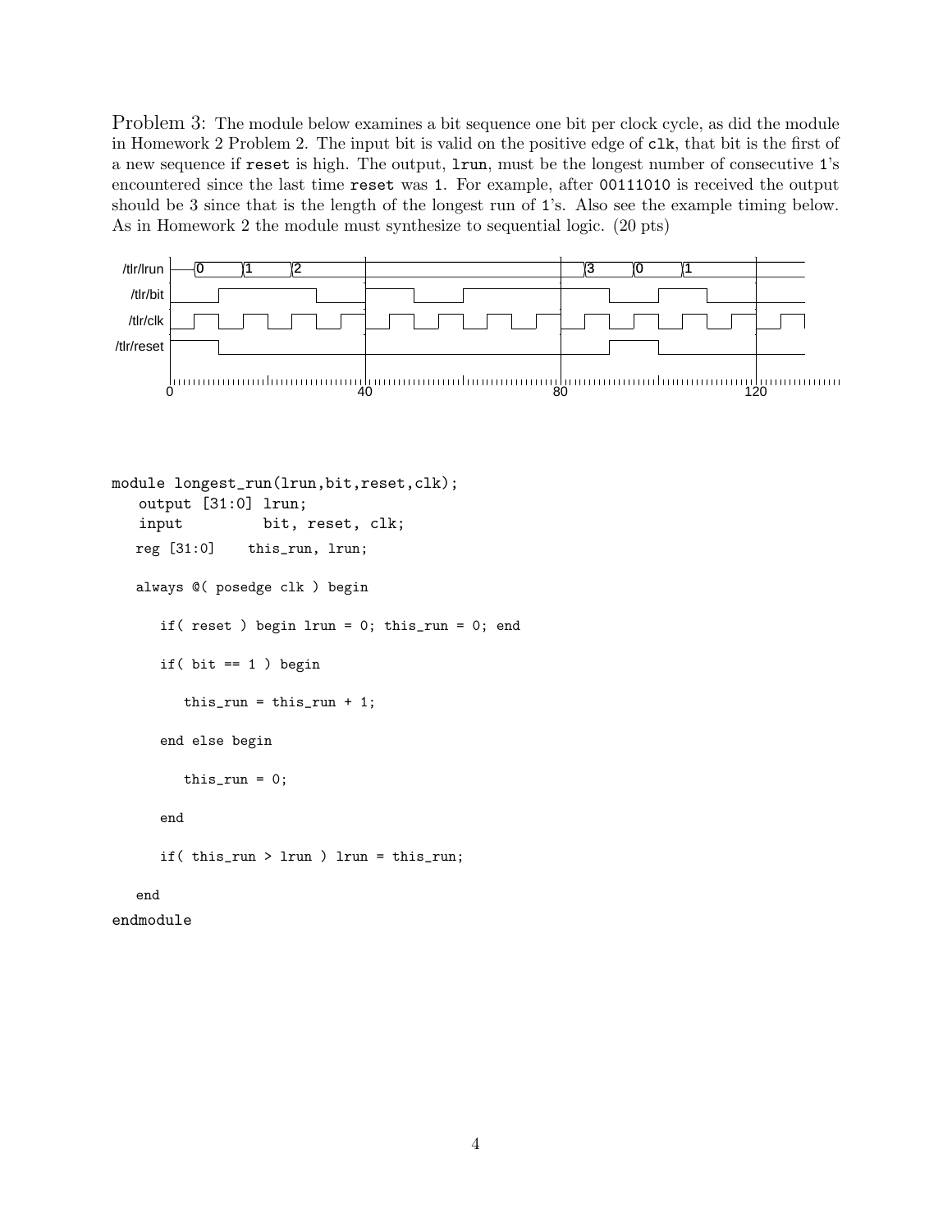Problem 3: The module below examines a bit sequence one bit per clock cycle, as did the module in Homework 2 Problem 2. The input bit is valid on the positive edge of `clk`, that bit is the first of a new sequence if `reset` is high. The output, `lrun`, must be the longest number of consecutive `1`'s encountered since the last time `reset` was `1`. For example, after `00111010` is received the output should be 3 since that is the length of the longest run of `1`'s. Also see the example timing below. As in Homework 2 the module must synthesize to sequential logic. (20 pts)

```
module longest_run(lrun,bit,reset,clk);
   output [31:0] lrun;
   input         bit, reset, clk;
   reg [31:0]    this_run, lrun;

   always @( posedge clk ) begin

      if( reset ) begin lrun = 0; this_run = 0; end

      if( bit == 1 ) begin

         this_run = this_run + 1;

      end else begin

         this_run = 0;

      end

      if( this_run > lrun ) lrun = this_run;

   end
endmodule
```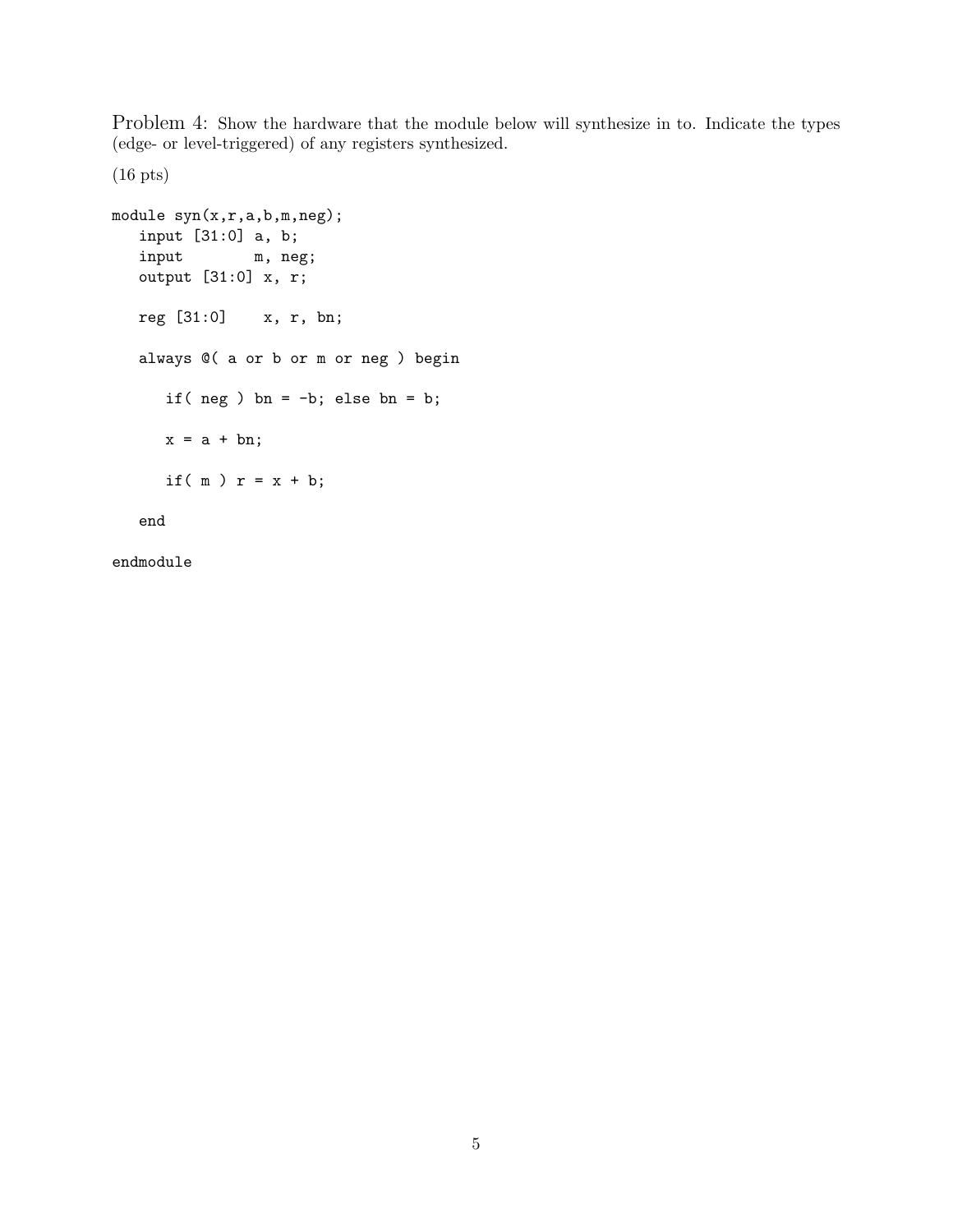Problem 4: Show the hardware that the module below will synthesize in to. Indicate the types (edge- or level-triggered) of any registers synthesized.

(16 pts)

```
module syn(x,r,a,b,m,neg);
   input [31:0] a, b;
   input        m, neg;
   output [31:0] x, r;

   reg [31:0]    x, r, bn;

   always @( a or b or m or neg ) begin

      if( neg ) bn = -b; else bn = b;

      x = a + bn;

      if( m ) r = x + b;

   end

endmodule
```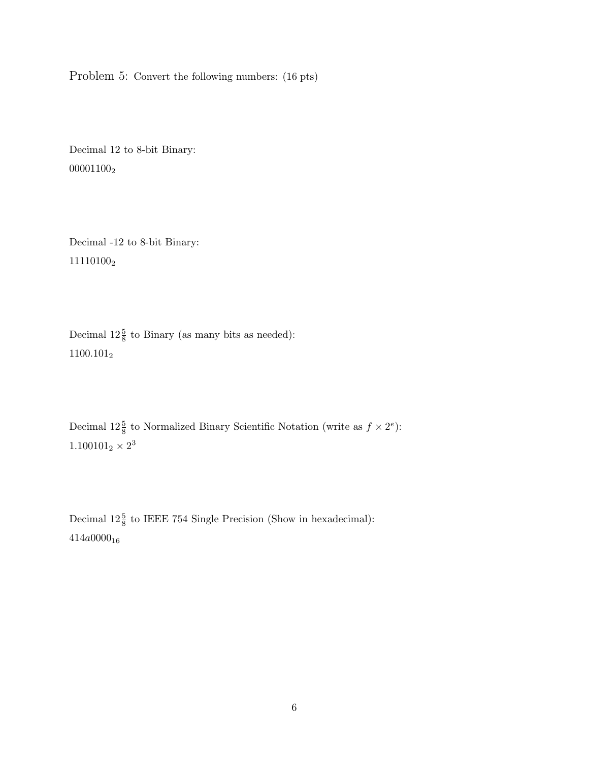Problem 5: Convert the following numbers: (16 pts)

Decimal 12 to 8-bit Binary:

$00001100_2$

Decimal -12 to 8-bit Binary:

$11110100_2$

Decimal $12\frac{5}{8}$ to Binary (as many bits as needed):

$1100.101_2$

Decimal $12\frac{5}{8}$ to Normalized Binary Scientific Notation (write as $f \times 2^e$):

$1.100101_2 \times 2^3$

Decimal $12\frac{5}{8}$ to IEEE 754 Single Precision (Show in hexadecimal):

$414a0000_{16}$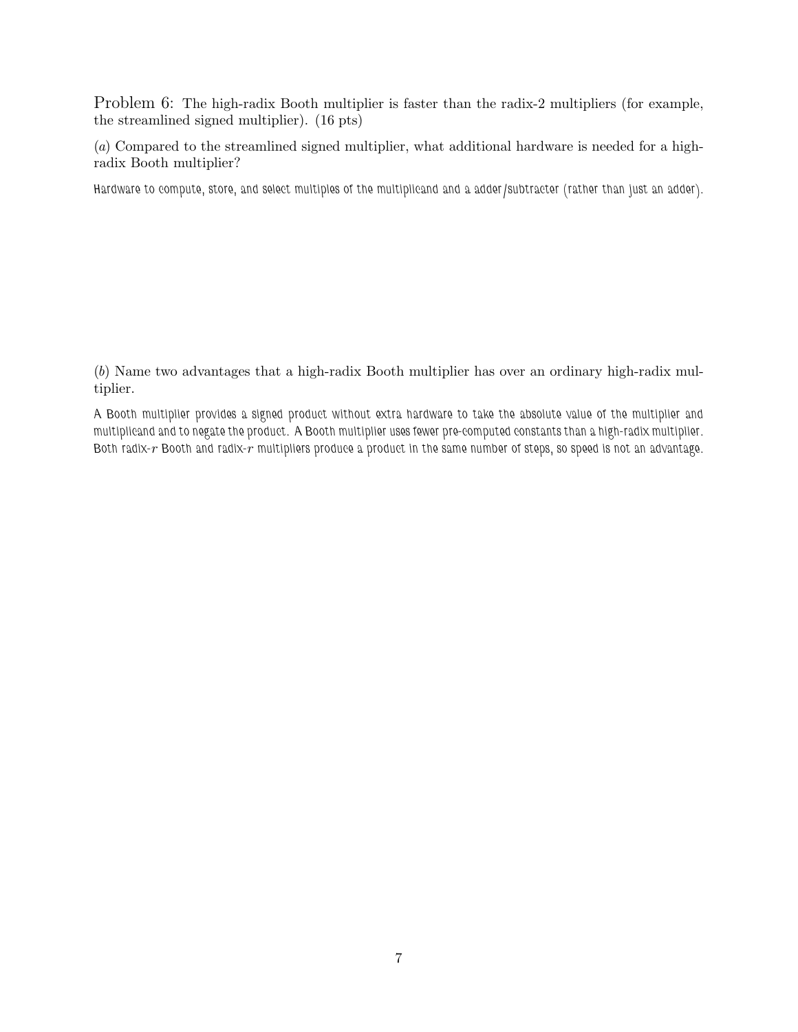Problem 6: The high-radix Booth multiplier is faster than the radix-2 multipliers (for example, the streamlined signed multiplier). (16 pts)

(*a*) Compared to the streamlined signed multiplier, what additional hardware is needed for a high-radix Booth multiplier?

Hardware to compute, store, and select multiples of the multiplicand and a adder/subtracter (rather than just an adder).

(*b*) Name two advantages that a high-radix Booth multiplier has over an ordinary high-radix multiplier.

A Booth multiplier provides a signed product without extra hardware to take the absolute value of the multiplier and multiplicand and to negate the product. A Booth multiplier uses fewer pre-computed constants than a high-radix multiplier. Both radix-$r$ Booth and radix-$r$ multipliers produce a product in the same number of steps, so speed is not an advantage.